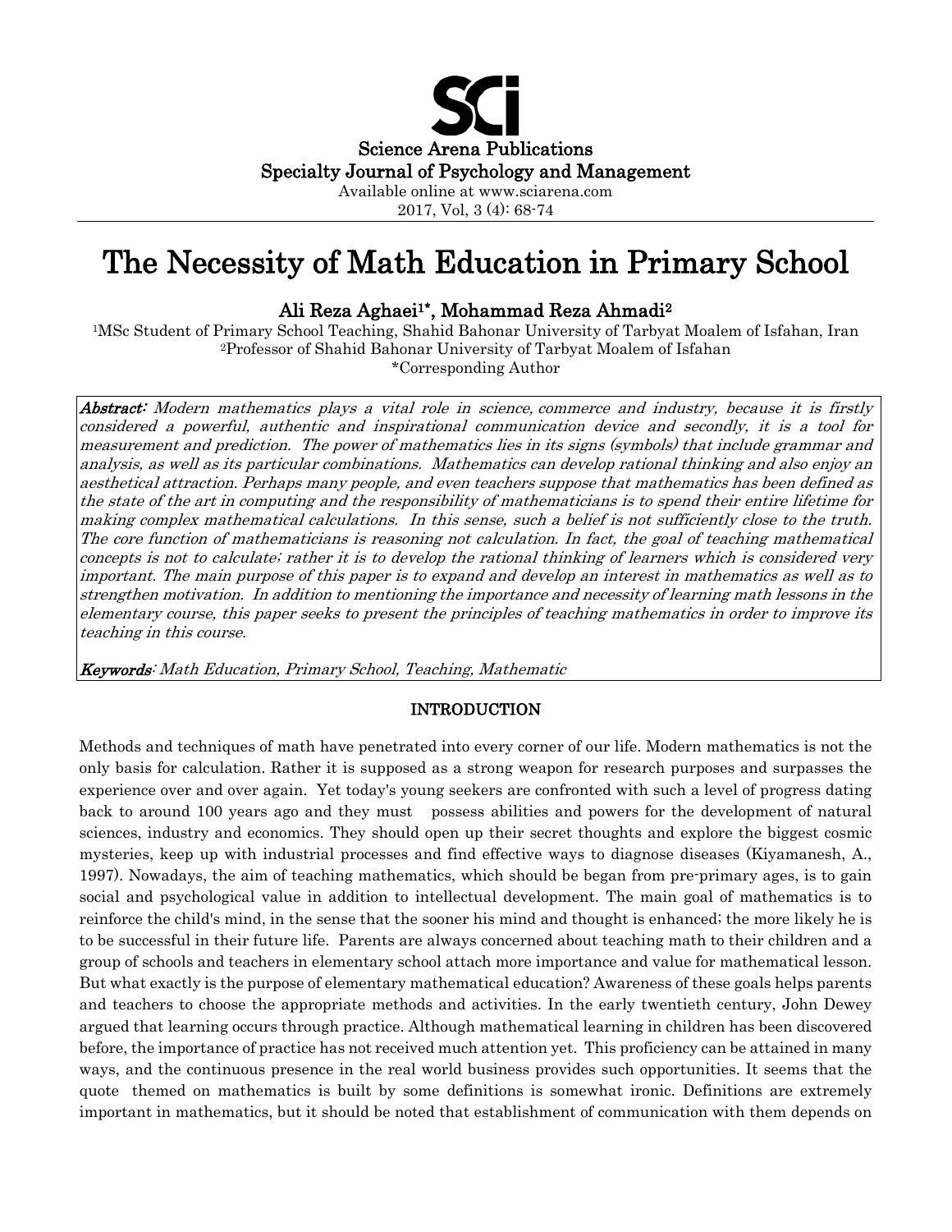Science Arena Publications
Specialty Journal of Psychology and Management
Available online at www.sciarena.com
2017, Vol, 3 (4): 68-74

# The Necessity of Math Education in Primary School

**Ali Reza Aghaei[1]\*, Mohammad Reza Ahmadi[2]**

[1]MSc Student of Primary School Teaching, Shahid Bahonar University of Tarbyat Moalem of Isfahan, Iran
[2]Professor of Shahid Bahonar University of Tarbyat Moalem of Isfahan
*Corresponding Author

***Abstract:*** *Modern mathematics plays a vital role in science, commerce and industry, because it is firstly considered a powerful, authentic and inspirational communication device and secondly, it is a tool for measurement and prediction. The power of mathematics lies in its signs (symbols) that include grammar and analysis, as well as its particular combinations. Mathematics can develop rational thinking and also enjoy an aesthetical attraction. Perhaps many people, and even teachers suppose that mathematics has been defined as the state of the art in computing and the responsibility of mathematicians is to spend their entire lifetime for making complex mathematical calculations. In this sense, such a belief is not sufficiently close to the truth. The core function of mathematicians is reasoning not calculation. In fact, the goal of teaching mathematical concepts is not to calculate; rather it is to develop the rational thinking of learners which is considered very important. The main purpose of this paper is to expand and develop an interest in mathematics as well as to strengthen motivation. In addition to mentioning the importance and necessity of learning math lessons in the elementary course, this paper seeks to present the principles of teaching mathematics in order to improve its teaching in this course.*

***Keywords****: Math Education, Primary School, Teaching, Mathematic*

## INTRODUCTION

Methods and techniques of math have penetrated into every corner of our life. Modern mathematics is not the only basis for calculation. Rather it is supposed as a strong weapon for research purposes and surpasses the experience over and over again. Yet today's young seekers are confronted with such a level of progress dating back to around 100 years ago and they must possess abilities and powers for the development of natural sciences, industry and economics. They should open up their secret thoughts and explore the biggest cosmic mysteries, keep up with industrial processes and find effective ways to diagnose diseases (Kiyamanesh, A., 1997). Nowadays, the aim of teaching mathematics, which should be began from pre-primary ages, is to gain social and psychological value in addition to intellectual development. The main goal of mathematics is to reinforce the child's mind, in the sense that the sooner his mind and thought is enhanced; the more likely he is to be successful in their future life. Parents are always concerned about teaching math to their children and a group of schools and teachers in elementary school attach more importance and value for mathematical lesson. But what exactly is the purpose of elementary mathematical education? Awareness of these goals helps parents and teachers to choose the appropriate methods and activities. In the early twentieth century, John Dewey argued that learning occurs through practice. Although mathematical learning in children has been discovered before, the importance of practice has not received much attention yet. This proficiency can be attained in many ways, and the continuous presence in the real world business provides such opportunities. It seems that the quote themed on mathematics is built by some definitions is somewhat ironic. Definitions are extremely important in mathematics, but it should be noted that establishment of communication with them depends on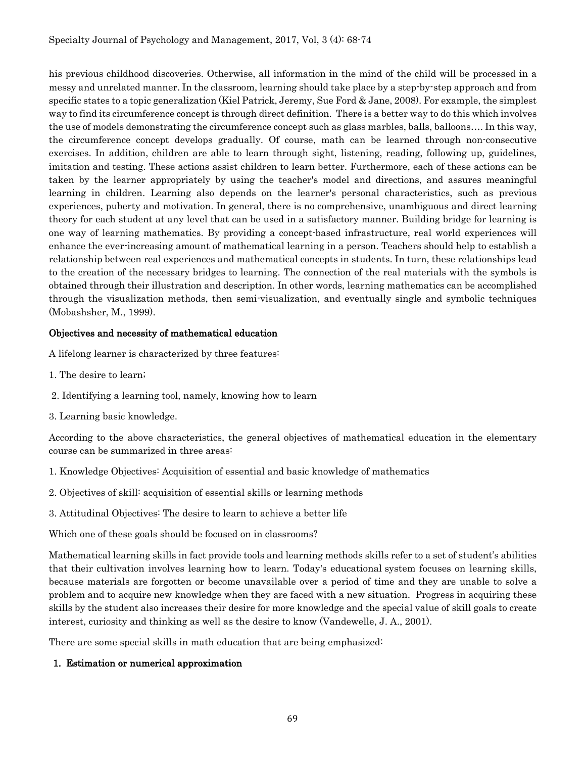his previous childhood discoveries. Otherwise, all information in the mind of the child will be processed in a messy and unrelated manner. In the classroom, learning should take place by a step-by-step approach and from specific states to a topic generalization (Kiel Patrick, Jeremy, Sue Ford & Jane, 2008). For example, the simplest way to find its circumference concept is through direct definition. There is a better way to do this which involves the use of models demonstrating the circumference concept such as glass marbles, balls, balloons…. In this way, the circumference concept develops gradually. Of course, math can be learned through non-consecutive exercises. In addition, children are able to learn through sight, listening, reading, following up, guidelines, imitation and testing. These actions assist children to learn better. Furthermore, each of these actions can be taken by the learner appropriately by using the teacher's model and directions, and assures meaningful learning in children. Learning also depends on the learner's personal characteristics, such as previous experiences, puberty and motivation. In general, there is no comprehensive, unambiguous and direct learning theory for each student at any level that can be used in a satisfactory manner. Building bridge for learning is one way of learning mathematics. By providing a concept-based infrastructure, real world experiences will enhance the ever-increasing amount of mathematical learning in a person. Teachers should help to establish a relationship between real experiences and mathematical concepts in students. In turn, these relationships lead to the creation of the necessary bridges to learning. The connection of the real materials with the symbols is obtained through their illustration and description. In other words, learning mathematics can be accomplished through the visualization methods, then semi-visualization, and eventually single and symbolic techniques (Mobashsher, M., 1999).

## Objectives and necessity of mathematical education

A lifelong learner is characterized by three features:

1. The desire to learn;
2. Identifying a learning tool, namely, knowing how to learn
3. Learning basic knowledge.

According to the above characteristics, the general objectives of mathematical education in the elementary course can be summarized in three areas:

1. Knowledge Objectives: Acquisition of essential and basic knowledge of mathematics
2. Objectives of skill: acquisition of essential skills or learning methods
3. Attitudinal Objectives: The desire to learn to achieve a better life

Which one of these goals should be focused on in classrooms?

Mathematical learning skills in fact provide tools and learning methods skills refer to a set of student's abilities that their cultivation involves learning how to learn. Today's educational system focuses on learning skills, because materials are forgotten or become unavailable over a period of time and they are unable to solve a problem and to acquire new knowledge when they are faced with a new situation. Progress in acquiring these skills by the student also increases their desire for more knowledge and the special value of skill goals to create interest, curiosity and thinking as well as the desire to know (Vandewelle, J. A., 2001).

There are some special skills in math education that are being emphasized:

### 1. Estimation or numerical approximation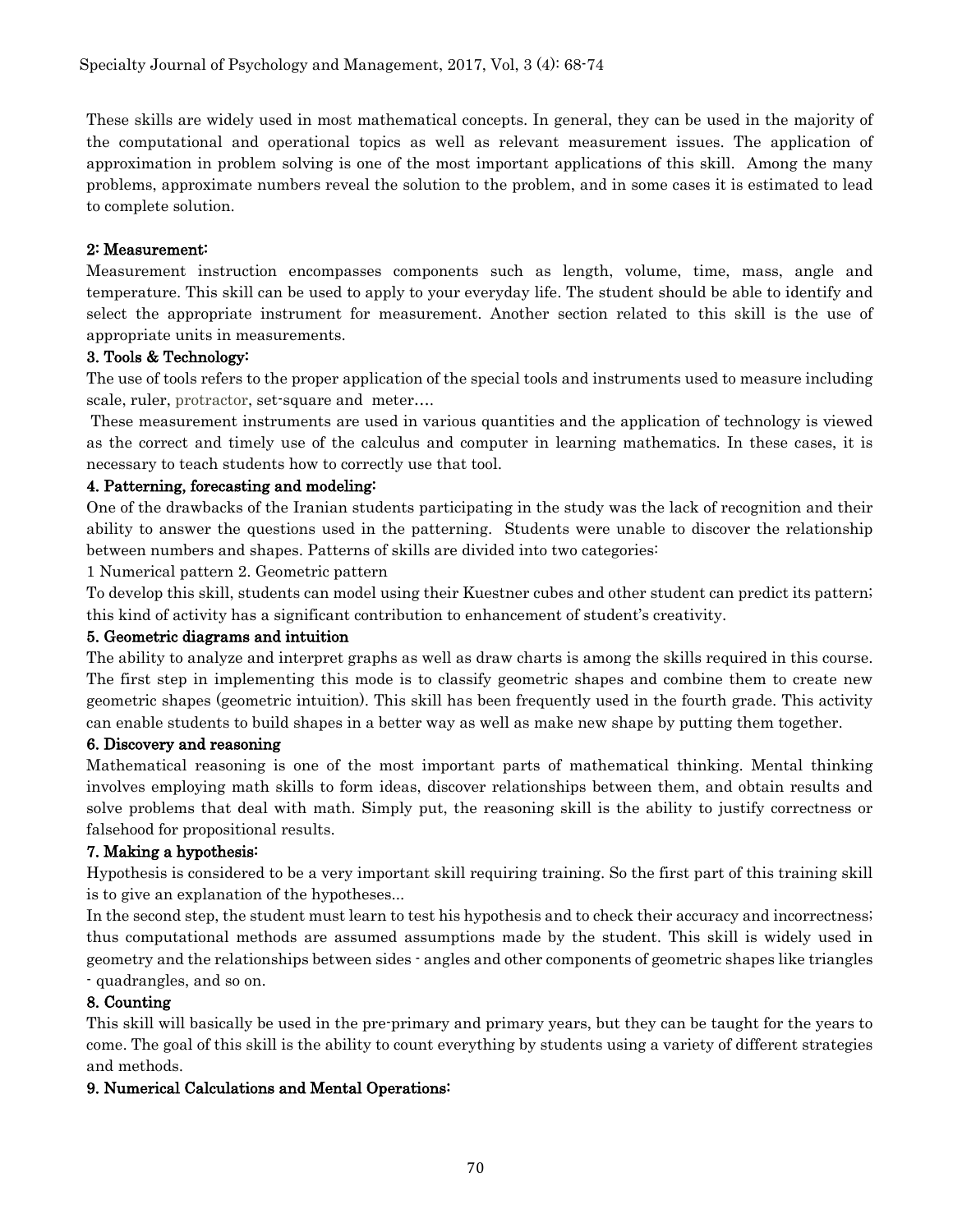These skills are widely used in most mathematical concepts. In general, they can be used in the majority of the computational and operational topics as well as relevant measurement issues. The application of approximation in problem solving is one of the most important applications of this skill. Among the many problems, approximate numbers reveal the solution to the problem, and in some cases it is estimated to lead to complete solution.

### 2: Measurement:

Measurement instruction encompasses components such as length, volume, time, mass, angle and temperature. This skill can be used to apply to your everyday life. The student should be able to identify and select the appropriate instrument for measurement. Another section related to this skill is the use of appropriate units in measurements.

### 3. Tools & Technology:

The use of tools refers to the proper application of the special tools and instruments used to measure including scale, ruler, protractor, set-square and meter….

These measurement instruments are used in various quantities and the application of technology is viewed as the correct and timely use of the calculus and computer in learning mathematics. In these cases, it is necessary to teach students how to correctly use that tool.

### 4. Patterning, forecasting and modeling:

One of the drawbacks of the Iranian students participating in the study was the lack of recognition and their ability to answer the questions used in the patterning. Students were unable to discover the relationship between numbers and shapes. Patterns of skills are divided into two categories:

1 Numerical pattern 2. Geometric pattern

To develop this skill, students can model using their Kuestner cubes and other student can predict its pattern; this kind of activity has a significant contribution to enhancement of student's creativity.

### 5. Geometric diagrams and intuition

The ability to analyze and interpret graphs as well as draw charts is among the skills required in this course. The first step in implementing this mode is to classify geometric shapes and combine them to create new geometric shapes (geometric intuition). This skill has been frequently used in the fourth grade. This activity can enable students to build shapes in a better way as well as make new shape by putting them together.

### 6. Discovery and reasoning

Mathematical reasoning is one of the most important parts of mathematical thinking. Mental thinking involves employing math skills to form ideas, discover relationships between them, and obtain results and solve problems that deal with math. Simply put, the reasoning skill is the ability to justify correctness or falsehood for propositional results.

### 7. Making a hypothesis:

Hypothesis is considered to be a very important skill requiring training. So the first part of this training skill is to give an explanation of the hypotheses...

In the second step, the student must learn to test his hypothesis and to check their accuracy and incorrectness; thus computational methods are assumed assumptions made by the student. This skill is widely used in geometry and the relationships between sides - angles and other components of geometric shapes like triangles - quadrangles, and so on.

### 8. Counting

This skill will basically be used in the pre-primary and primary years, but they can be taught for the years to come. The goal of this skill is the ability to count everything by students using a variety of different strategies and methods.

### 9. Numerical Calculations and Mental Operations: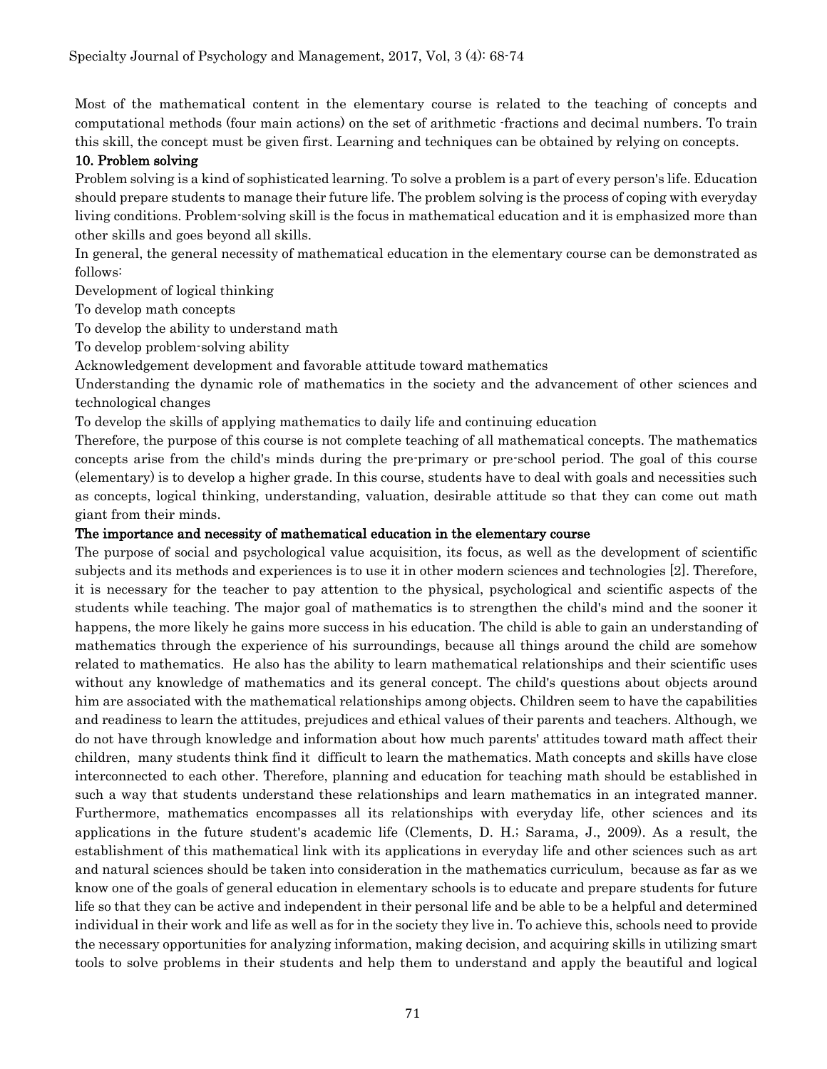Most of the mathematical content in the elementary course is related to the teaching of concepts and computational methods (four main actions) on the set of arithmetic -fractions and decimal numbers. To train this skill, the concept must be given first. Learning and techniques can be obtained by relying on concepts.

### 10. Problem solving

Problem solving is a kind of sophisticated learning. To solve a problem is a part of every person's life. Education should prepare students to manage their future life. The problem solving is the process of coping with everyday living conditions. Problem-solving skill is the focus in mathematical education and it is emphasized more than other skills and goes beyond all skills.

In general, the general necessity of mathematical education in the elementary course can be demonstrated as follows:

Development of logical thinking

To develop math concepts

To develop the ability to understand math

To develop problem-solving ability

Acknowledgement development and favorable attitude toward mathematics

Understanding the dynamic role of mathematics in the society and the advancement of other sciences and technological changes

To develop the skills of applying mathematics to daily life and continuing education

Therefore, the purpose of this course is not complete teaching of all mathematical concepts. The mathematics concepts arise from the child's minds during the pre-primary or pre-school period. The goal of this course (elementary) is to develop a higher grade. In this course, students have to deal with goals and necessities such as concepts, logical thinking, understanding, valuation, desirable attitude so that they can come out math giant from their minds.

### The importance and necessity of mathematical education in the elementary course

The purpose of social and psychological value acquisition, its focus, as well as the development of scientific subjects and its methods and experiences is to use it in other modern sciences and technologies [2]. Therefore, it is necessary for the teacher to pay attention to the physical, psychological and scientific aspects of the students while teaching. The major goal of mathematics is to strengthen the child's mind and the sooner it happens, the more likely he gains more success in his education. The child is able to gain an understanding of mathematics through the experience of his surroundings, because all things around the child are somehow related to mathematics. He also has the ability to learn mathematical relationships and their scientific uses without any knowledge of mathematics and its general concept. The child's questions about objects around him are associated with the mathematical relationships among objects. Children seem to have the capabilities and readiness to learn the attitudes, prejudices and ethical values of their parents and teachers. Although, we do not have through knowledge and information about how much parents' attitudes toward math affect their children, many students think find it difficult to learn the mathematics. Math concepts and skills have close interconnected to each other. Therefore, planning and education for teaching math should be established in such a way that students understand these relationships and learn mathematics in an integrated manner. Furthermore, mathematics encompasses all its relationships with everyday life, other sciences and its applications in the future student's academic life (Clements, D. H.; Sarama, J., 2009). As a result, the establishment of this mathematical link with its applications in everyday life and other sciences such as art and natural sciences should be taken into consideration in the mathematics curriculum, because as far as we know one of the goals of general education in elementary schools is to educate and prepare students for future life so that they can be active and independent in their personal life and be able to be a helpful and determined individual in their work and life as well as for in the society they live in. To achieve this, schools need to provide the necessary opportunities for analyzing information, making decision, and acquiring skills in utilizing smart tools to solve problems in their students and help them to understand and apply the beautiful and logical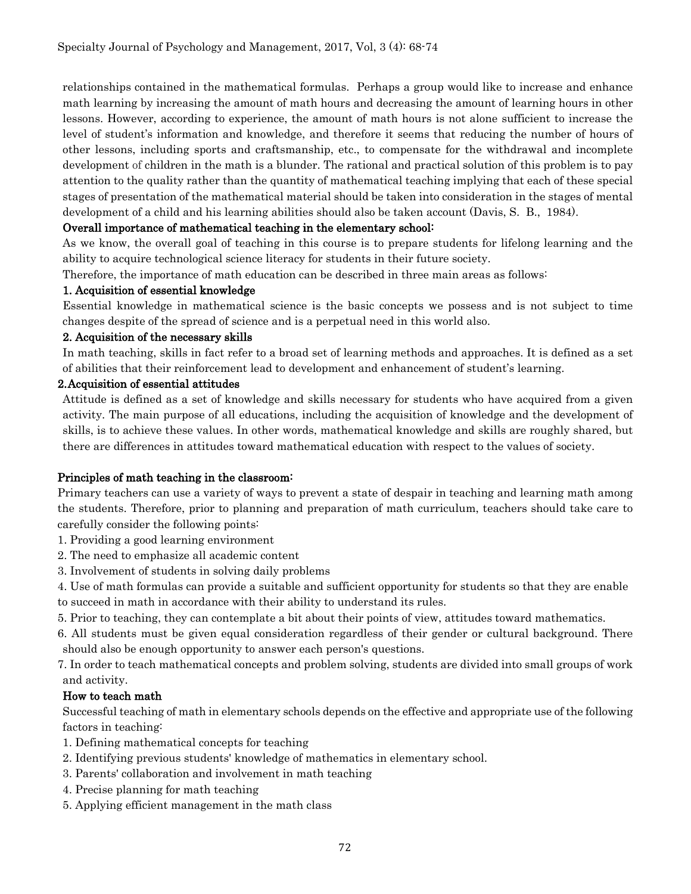relationships contained in the mathematical formulas. Perhaps a group would like to increase and enhance math learning by increasing the amount of math hours and decreasing the amount of learning hours in other lessons. However, according to experience, the amount of math hours is not alone sufficient to increase the level of student's information and knowledge, and therefore it seems that reducing the number of hours of other lessons, including sports and craftsmanship, etc., to compensate for the withdrawal and incomplete development of children in the math is a blunder. The rational and practical solution of this problem is to pay attention to the quality rather than the quantity of mathematical teaching implying that each of these special stages of presentation of the mathematical material should be taken into consideration in the stages of mental development of a child and his learning abilities should also be taken account (Davis, S. B., 1984).

### Overall importance of mathematical teaching in the elementary school:

As we know, the overall goal of teaching in this course is to prepare students for lifelong learning and the ability to acquire technological science literacy for students in their future society.

Therefore, the importance of math education can be described in three main areas as follows:

#### 1. Acquisition of essential knowledge

Essential knowledge in mathematical science is the basic concepts we possess and is not subject to time changes despite of the spread of science and is a perpetual need in this world also.

#### 2. Acquisition of the necessary skills

In math teaching, skills in fact refer to a broad set of learning methods and approaches. It is defined as a set of abilities that their reinforcement lead to development and enhancement of student's learning.

#### 2.Acquisition of essential attitudes

Attitude is defined as a set of knowledge and skills necessary for students who have acquired from a given activity. The main purpose of all educations, including the acquisition of knowledge and the development of skills, is to achieve these values. In other words, mathematical knowledge and skills are roughly shared, but there are differences in attitudes toward mathematical education with respect to the values of society.

### Principles of math teaching in the classroom:

Primary teachers can use a variety of ways to prevent a state of despair in teaching and learning math among the students. Therefore, prior to planning and preparation of math curriculum, teachers should take care to carefully consider the following points:

1. Providing a good learning environment
2. The need to emphasize all academic content
3. Involvement of students in solving daily problems
4. Use of math formulas can provide a suitable and sufficient opportunity for students so that they are enable to succeed in math in accordance with their ability to understand its rules.
5. Prior to teaching, they can contemplate a bit about their points of view, attitudes toward mathematics.
6. All students must be given equal consideration regardless of their gender or cultural background. There should also be enough opportunity to answer each person's questions.
7. In order to teach mathematical concepts and problem solving, students are divided into small groups of work and activity.

### How to teach math

Successful teaching of math in elementary schools depends on the effective and appropriate use of the following factors in teaching:

1. Defining mathematical concepts for teaching
2. Identifying previous students' knowledge of mathematics in elementary school.
3. Parents' collaboration and involvement in math teaching
4. Precise planning for math teaching
5. Applying efficient management in the math class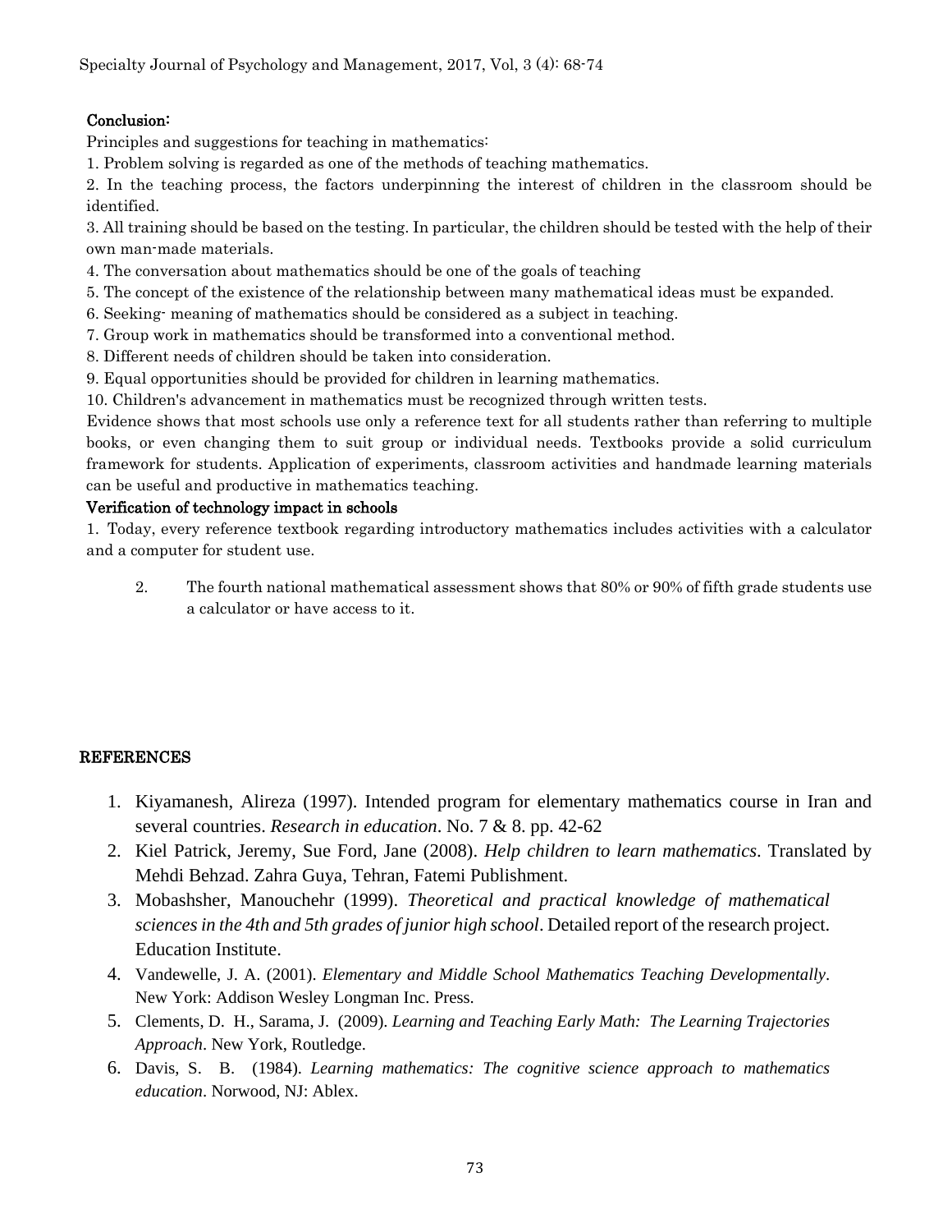## Conclusion:

Principles and suggestions for teaching in mathematics:

1. Problem solving is regarded as one of the methods of teaching mathematics.
2. In the teaching process, the factors underpinning the interest of children in the classroom should be identified.
3. All training should be based on the testing. In particular, the children should be tested with the help of their own man-made materials.
4. The conversation about mathematics should be one of the goals of teaching
5. The concept of the existence of the relationship between many mathematical ideas must be expanded.
6. Seeking- meaning of mathematics should be considered as a subject in teaching.
7. Group work in mathematics should be transformed into a conventional method.
8. Different needs of children should be taken into consideration.
9. Equal opportunities should be provided for children in learning mathematics.
10. Children's advancement in mathematics must be recognized through written tests.

Evidence shows that most schools use only a reference text for all students rather than referring to multiple books, or even changing them to suit group or individual needs. Textbooks provide a solid curriculum framework for students. Application of experiments, classroom activities and handmade learning materials can be useful and productive in mathematics teaching.

## Verification of technology impact in schools

1. Today, every reference textbook regarding introductory mathematics includes activities with a calculator and a computer for student use.
2. The fourth national mathematical assessment shows that 80% or 90% of fifth grade students use a calculator or have access to it.

## REFERENCES

1. Kiyamanesh, Alireza (1997). Intended program for elementary mathematics course in Iran and several countries. *Research in education*. No. 7 & 8. pp. 42-62
2. Kiel Patrick, Jeremy, Sue Ford, Jane (2008). *Help children to learn mathematics*. Translated by Mehdi Behzad. Zahra Guya, Tehran, Fatemi Publishment.
3. Mobashsher, Manouchehr (1999). *Theoretical and practical knowledge of mathematical sciences in the 4th and 5th grades of junior high school*. Detailed report of the research project. Education Institute.
4. Vandewelle, J. A. (2001). *Elementary and Middle School Mathematics Teaching Developmentally*. New York: Addison Wesley Longman Inc. Press.
5. Clements, D. H., Sarama, J. (2009). *Learning and Teaching Early Math: The Learning Trajectories Approach*. New York, Routledge.
6. Davis, S. B. (1984). *Learning mathematics: The cognitive science approach to mathematics education*. Norwood, NJ: Ablex.